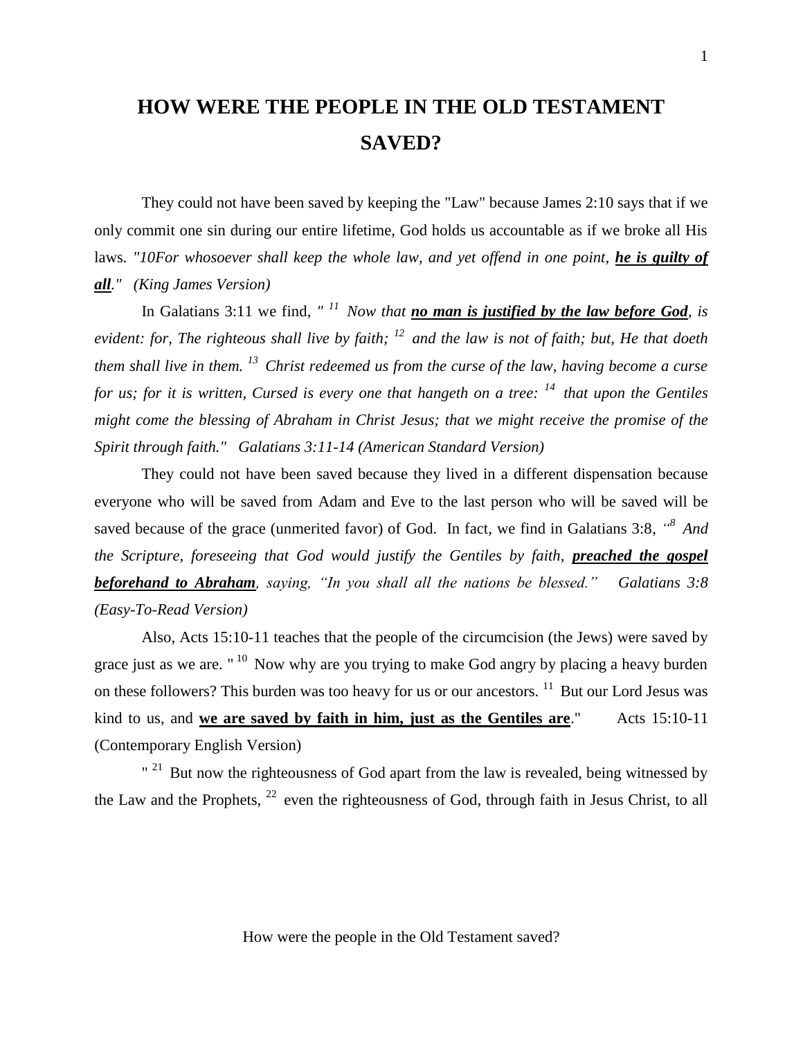# HOW WERE THE PEOPLE IN THE OLD TESTAMENT SAVED?

They could not have been saved by keeping the "Law" because James 2:10 says that if we only commit one sin during our entire lifetime, God holds us accountable as if we broke all His laws. *"10For whosoever shall keep the whole law, and yet offend in one point, **he is guilty of all**." (King James Version)*

In Galatians 3:11 we find, *" [11] Now that **no man is justified by the law before God**, is evident: for, The righteous shall live by faith; [12] and the law is not of faith; but, He that doeth them shall live in them. [13] Christ redeemed us from the curse of the law, having become a curse for us; for it is written, Cursed is every one that hangeth on a tree: [14] that upon the Gentiles might come the blessing of Abraham in Christ Jesus; that we might receive the promise of the Spirit through faith." Galatians 3:11-14 (American Standard Version)*

They could not have been saved because they lived in a different dispensation because everyone who will be saved from Adam and Eve to the last person who will be saved will be saved because of the grace (unmerited favor) of God. In fact, we find in Galatians 3:8, *"[8] And the Scripture, foreseeing that God would justify the Gentiles by faith, **preached the gospel beforehand to Abraham**, saying, "In you shall all the nations be blessed." Galatians 3:8 (Easy-To-Read Version)*

Also, Acts 15:10-11 teaches that the people of the circumcision (the Jews) were saved by grace just as we are. " [10] Now why are you trying to make God angry by placing a heavy burden on these followers? This burden was too heavy for us or our ancestors. [11] But our Lord Jesus was kind to us, and **we are saved by faith in him, just as the Gentiles are**." Acts 15:10-11 (Contemporary English Version)

" [21] But now the righteousness of God apart from the law is revealed, being witnessed by the Law and the Prophets, [22] even the righteousness of God, through faith in Jesus Christ, to all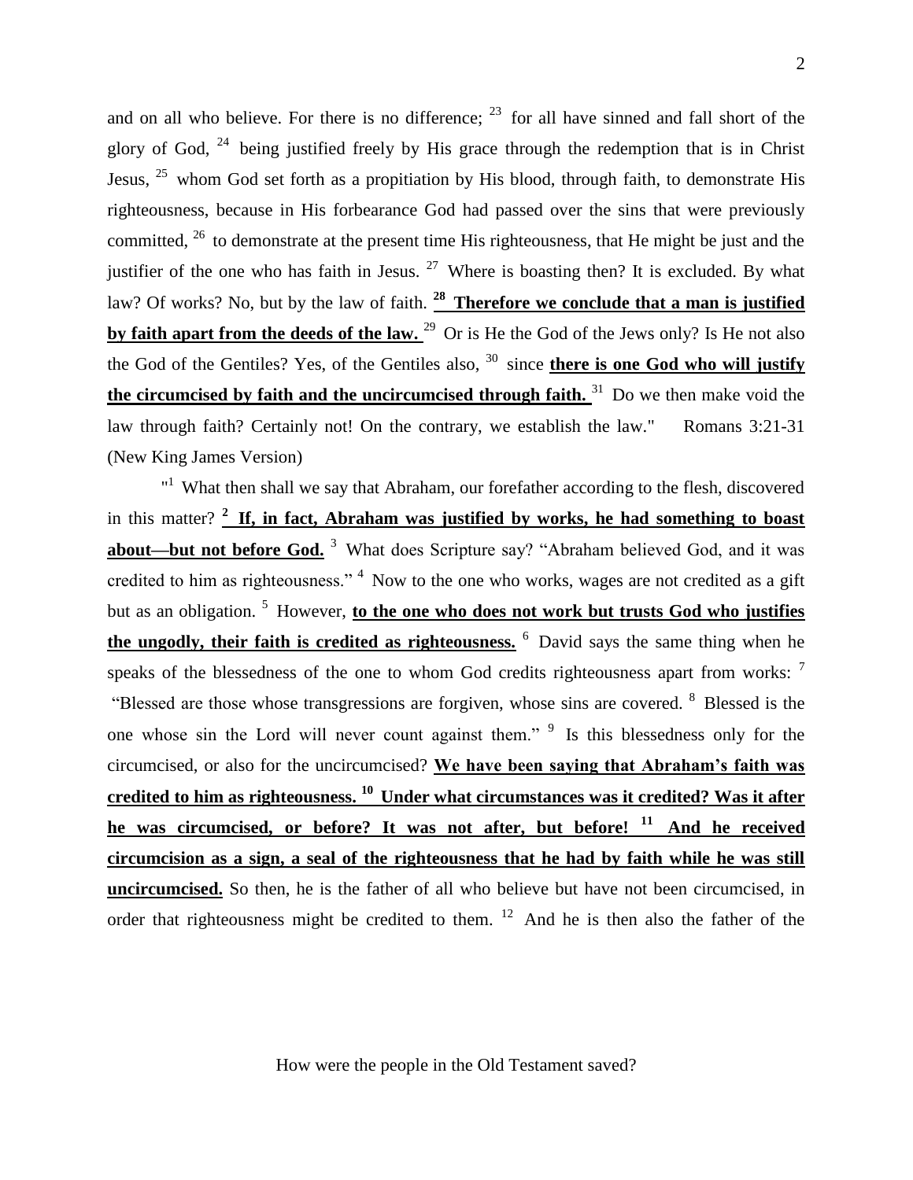and on all who believe. For there is no difference; [23] for all have sinned and fall short of the glory of God, [24] being justified freely by His grace through the redemption that is in Christ Jesus, [25] whom God set forth as a propitiation by His blood, through faith, to demonstrate His righteousness, because in His forbearance God had passed over the sins that were previously committed, [26] to demonstrate at the present time His righteousness, that He might be just and the justifier of the one who has faith in Jesus. [27] Where is boasting then? It is excluded. By what law? Of works? No, but by the law of faith. <u>**[28] Therefore we conclude that a man is justified by faith apart from the deeds of the law.**</u> [29] Or is He the God of the Jews only? Is He not also the God of the Gentiles? Yes, of the Gentiles also, [30] since <u>**there is one God who will justify the circumcised by faith and the uncircumcised through faith.**</u> [31] Do we then make void the law through faith? Certainly not! On the contrary, we establish the law." Romans 3:21-31 (New King James Version)

"[1] What then shall we say that Abraham, our forefather according to the flesh, discovered in this matter? <u>**[2] If, in fact, Abraham was justified by works, he had something to boast about—but not before God.**</u> [3] What does Scripture say? "Abraham believed God, and it was credited to him as righteousness." [4] Now to the one who works, wages are not credited as a gift but as an obligation. [5] However, <u>**to the one who does not work but trusts God who justifies the ungodly, their faith is credited as righteousness.**</u> [6] David says the same thing when he speaks of the blessedness of the one to whom God credits righteousness apart from works: [7] "Blessed are those whose transgressions are forgiven, whose sins are covered. [8] Blessed is the one whose sin the Lord will never count against them." [9] Is this blessedness only for the circumcised, or also for the uncircumcised? <u>**We have been saying that Abraham's faith was credited to him as righteousness. [10] Under what circumstances was it credited? Was it after he was circumcised, or before? It was not after, but before! [11] And he received circumcision as a sign, a seal of the righteousness that he had by faith while he was still uncircumcised.**</u> So then, he is the father of all who believe but have not been circumcised, in order that righteousness might be credited to them. [12] And he is then also the father of the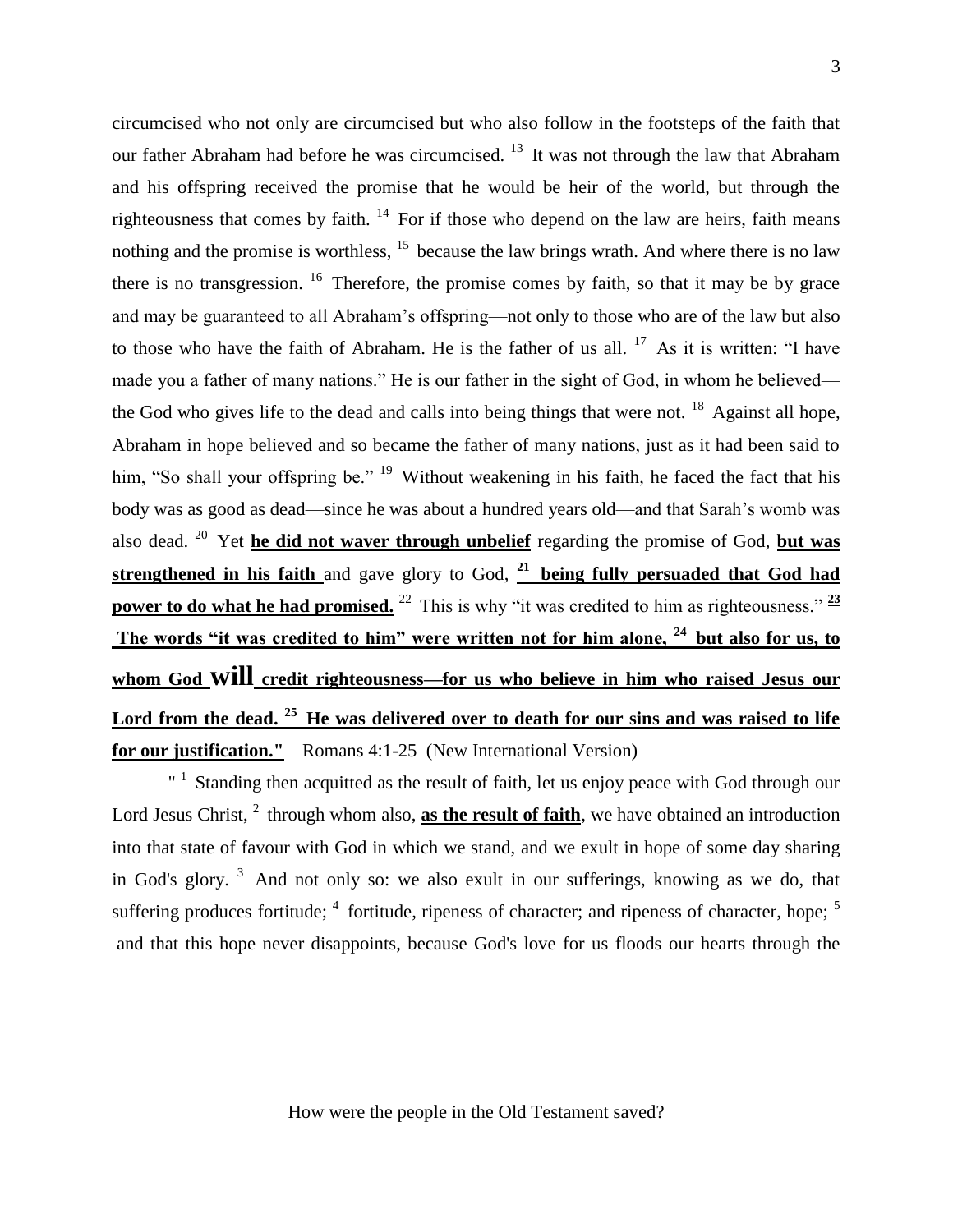circumcised who not only are circumcised but who also follow in the footsteps of the faith that our father Abraham had before he was circumcised. [13] It was not through the law that Abraham and his offspring received the promise that he would be heir of the world, but through the righteousness that comes by faith. [14] For if those who depend on the law are heirs, faith means nothing and the promise is worthless, [15] because the law brings wrath. And where there is no law there is no transgression. [16] Therefore, the promise comes by faith, so that it may be by grace and may be guaranteed to all Abraham's offspring—not only to those who are of the law but also to those who have the faith of Abraham. He is the father of us all. [17] As it is written: "I have made you a father of many nations." He is our father in the sight of God, in whom he believed—the God who gives life to the dead and calls into being things that were not. [18] Against all hope, Abraham in hope believed and so became the father of many nations, just as it had been said to him, "So shall your offspring be." [19] Without weakening in his faith, he faced the fact that his body was as good as dead—since he was about a hundred years old—and that Sarah's womb was also dead. [20] Yet **he did not waver through unbelief** regarding the promise of God, **but was strengthened in his faith** and gave glory to God, **[21] being fully persuaded that God had power to do what he had promised.** [22] This is why "it was credited to him as righteousness." **[23] The words "it was credited to him" were written not for him alone, [24] but also for us, to whom God WILL credit righteousness—for us who believe in him who raised Jesus our Lord from the dead. [25] He was delivered over to death for our sins and was raised to life for our justification."** Romans 4:1-25 (New International Version)

" [1] Standing then acquitted as the result of faith, let us enjoy peace with God through our Lord Jesus Christ, [2] through whom also, **as the result of faith**, we have obtained an introduction into that state of favour with God in which we stand, and we exult in hope of some day sharing in God's glory. [3] And not only so: we also exult in our sufferings, knowing as we do, that suffering produces fortitude; [4] fortitude, ripeness of character; and ripeness of character, hope; [5] and that this hope never disappoints, because God's love for us floods our hearts through the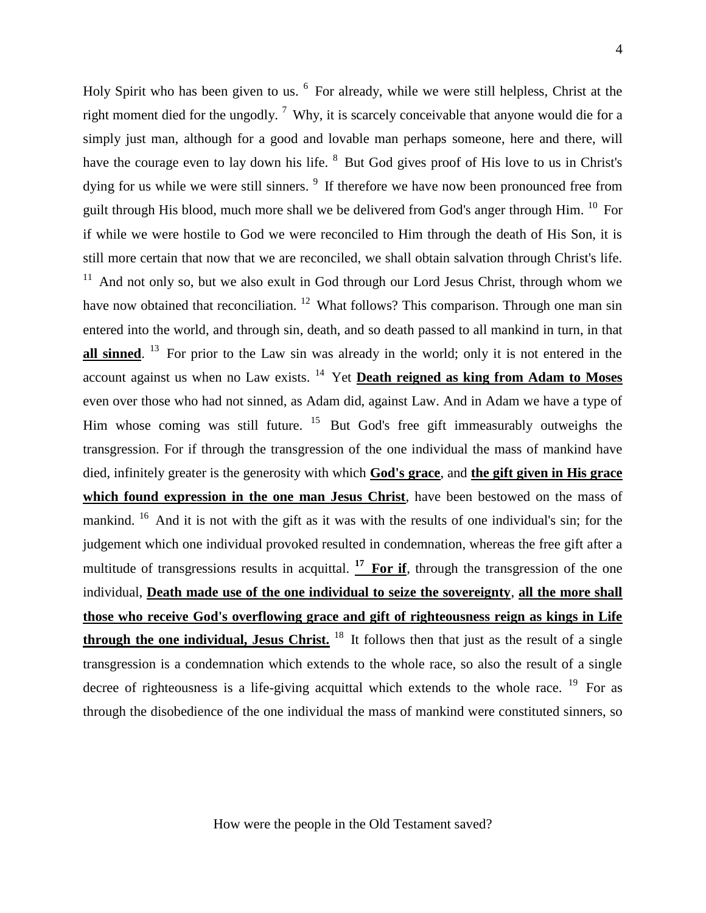Holy Spirit who has been given to us. [6] For already, while we were still helpless, Christ at the right moment died for the ungodly. [7] Why, it is scarcely conceivable that anyone would die for a simply just man, although for a good and lovable man perhaps someone, here and there, will have the courage even to lay down his life. [8] But God gives proof of His love to us in Christ's dying for us while we were still sinners. [9] If therefore we have now been pronounced free from guilt through His blood, much more shall we be delivered from God's anger through Him. [10] For if while we were hostile to God we were reconciled to Him through the death of His Son, it is still more certain that now that we are reconciled, we shall obtain salvation through Christ's life. [11] And not only so, but we also exult in God through our Lord Jesus Christ, through whom we have now obtained that reconciliation. [12] What follows? This comparison. Through one man sin entered into the world, and through sin, death, and so death passed to all mankind in turn, in that **all sinned**. [13] For prior to the Law sin was already in the world; only it is not entered in the account against us when no Law exists. [14] Yet **Death reigned as king from Adam to Moses** even over those who had not sinned, as Adam did, against Law. And in Adam we have a type of Him whose coming was still future. [15] But God's free gift immeasurably outweighs the transgression. For if through the transgression of the one individual the mass of mankind have died, infinitely greater is the generosity with which **God's grace**, and **the gift given in His grace which found expression in the one man Jesus Christ**, have been bestowed on the mass of mankind. [16] And it is not with the gift as it was with the results of one individual's sin; for the judgement which one individual provoked resulted in condemnation, whereas the free gift after a multitude of transgressions results in acquittal. **[17] For if**, through the transgression of the one individual, **Death made use of the one individual to seize the sovereignty**, **all the more shall those who receive God's overflowing grace and gift of righteousness reign as kings in Life through the one individual, Jesus Christ.** [18] It follows then that just as the result of a single transgression is a condemnation which extends to the whole race, so also the result of a single decree of righteousness is a life-giving acquittal which extends to the whole race. [19] For as through the disobedience of the one individual the mass of mankind were constituted sinners, so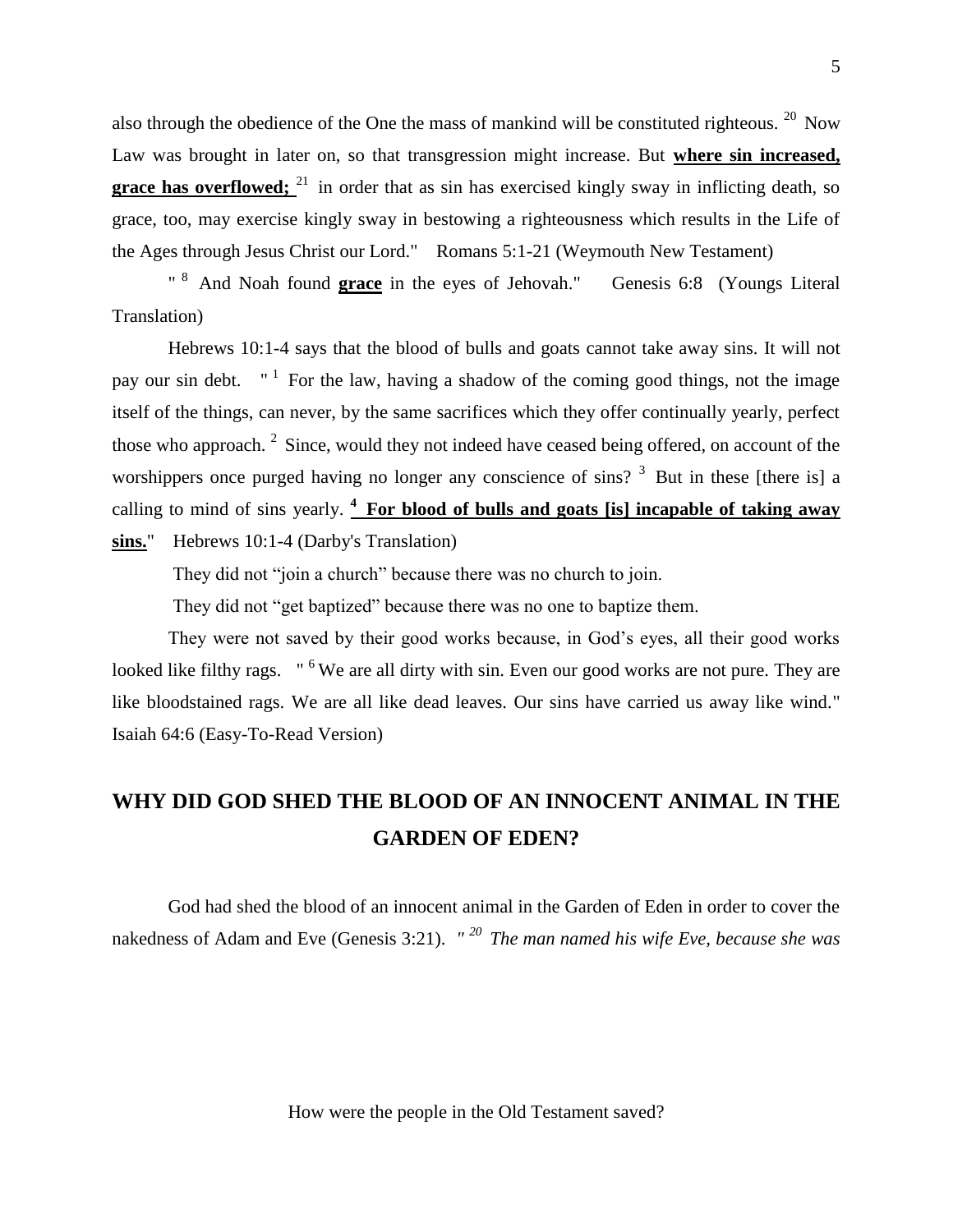also through the obedience of the One the mass of mankind will be constituted righteous. [20] Now Law was brought in later on, so that transgression might increase. But **where sin increased, grace has overflowed;** [21] in order that as sin has exercised kingly sway in inflicting death, so grace, too, may exercise kingly sway in bestowing a righteousness which results in the Life of the Ages through Jesus Christ our Lord." Romans 5:1-21 (Weymouth New Testament)

" [8] And Noah found **grace** in the eyes of Jehovah." Genesis 6:8 (Youngs Literal Translation)

Hebrews 10:1-4 says that the blood of bulls and goats cannot take away sins. It will not pay our sin debt. " [1] For the law, having a shadow of the coming good things, not the image itself of the things, can never, by the same sacrifices which they offer continually yearly, perfect those who approach. [2] Since, would they not indeed have ceased being offered, on account of the worshippers once purged having no longer any conscience of sins? [3] But in these [there is] a calling to mind of sins yearly. **[4] For blood of bulls and goats [is] incapable of taking away sins.**" Hebrews 10:1-4 (Darby's Translation)

They did not "join a church" because there was no church to join.

They did not "get baptized" because there was no one to baptize them.

They were not saved by their good works because, in God's eyes, all their good works looked like filthy rags. " [6] We are all dirty with sin. Even our good works are not pure. They are like bloodstained rags. We are all like dead leaves. Our sins have carried us away like wind." Isaiah 64:6 (Easy-To-Read Version)

## WHY DID GOD SHED THE BLOOD OF AN INNOCENT ANIMAL IN THE GARDEN OF EDEN?

God had shed the blood of an innocent animal in the Garden of Eden in order to cover the nakedness of Adam and Eve (Genesis 3:21). *" [20] The man named his wife Eve, because she was*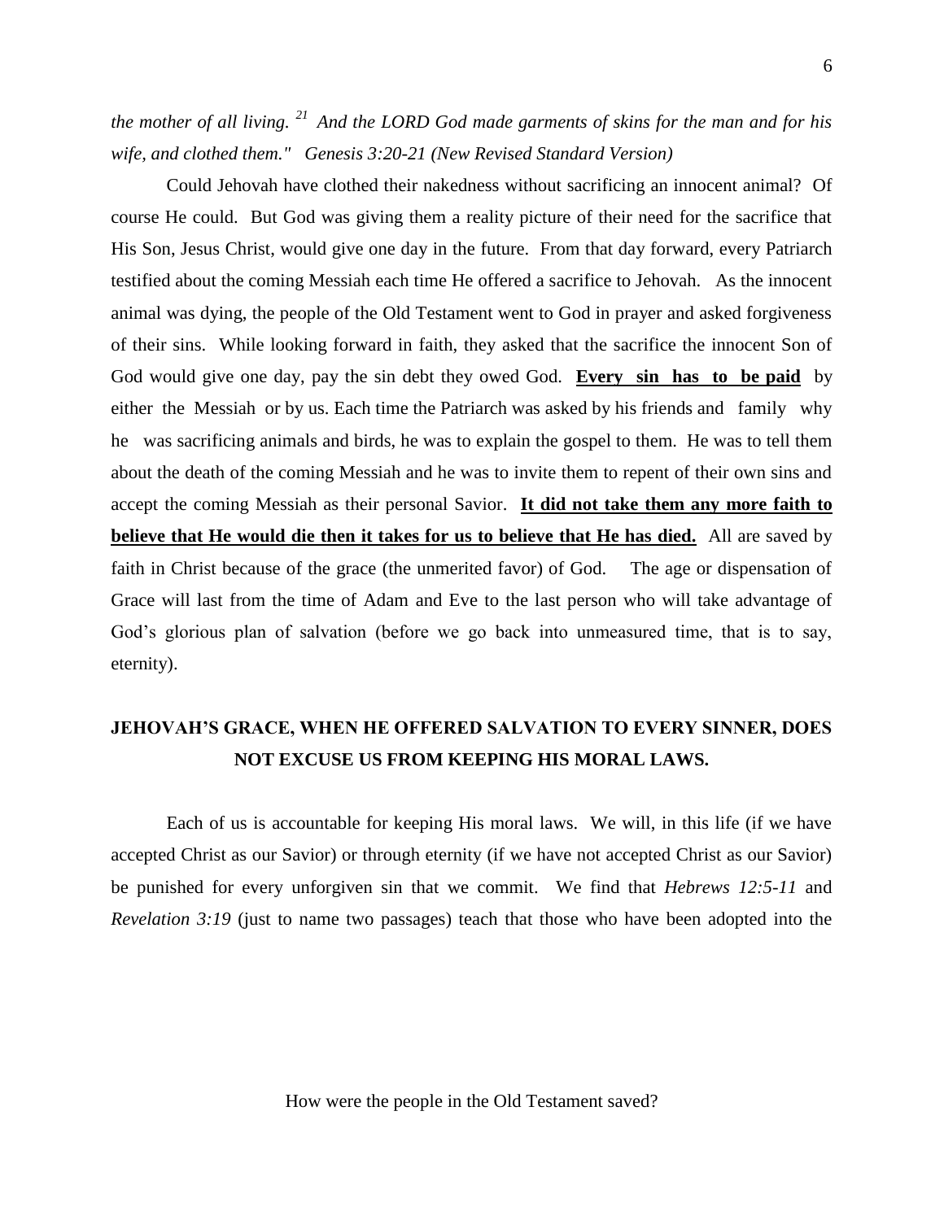*the mother of all living. [21] And the LORD God made garments of skins for the man and for his wife, and clothed them." Genesis 3:20-21 (New Revised Standard Version)*

Could Jehovah have clothed their nakedness without sacrificing an innocent animal? Of course He could. But God was giving them a reality picture of their need for the sacrifice that His Son, Jesus Christ, would give one day in the future. From that day forward, every Patriarch testified about the coming Messiah each time He offered a sacrifice to Jehovah. As the innocent animal was dying, the people of the Old Testament went to God in prayer and asked forgiveness of their sins. While looking forward in faith, they asked that the sacrifice the innocent Son of God would give one day, pay the sin debt they owed God. <u>**Every sin has to be paid**</u> by either the Messiah or by us. Each time the Patriarch was asked by his friends and family why he was sacrificing animals and birds, he was to explain the gospel to them. He was to tell them about the death of the coming Messiah and he was to invite them to repent of their own sins and accept the coming Messiah as their personal Savior. <u>**It did not take them any more faith to believe that He would die then it takes for us to believe that He has died.**</u> All are saved by faith in Christ because of the grace (the unmerited favor) of God. The age or dispensation of Grace will last from the time of Adam and Eve to the last person who will take advantage of God's glorious plan of salvation (before we go back into unmeasured time, that is to say, eternity).

## JEHOVAH'S GRACE, WHEN HE OFFERED SALVATION TO EVERY SINNER, DOES NOT EXCUSE US FROM KEEPING HIS MORAL LAWS.

Each of us is accountable for keeping His moral laws. We will, in this life (if we have accepted Christ as our Savior) or through eternity (if we have not accepted Christ as our Savior) be punished for every unforgiven sin that we commit. We find that *Hebrews 12:5-11* and *Revelation 3:19* (just to name two passages) teach that those who have been adopted into the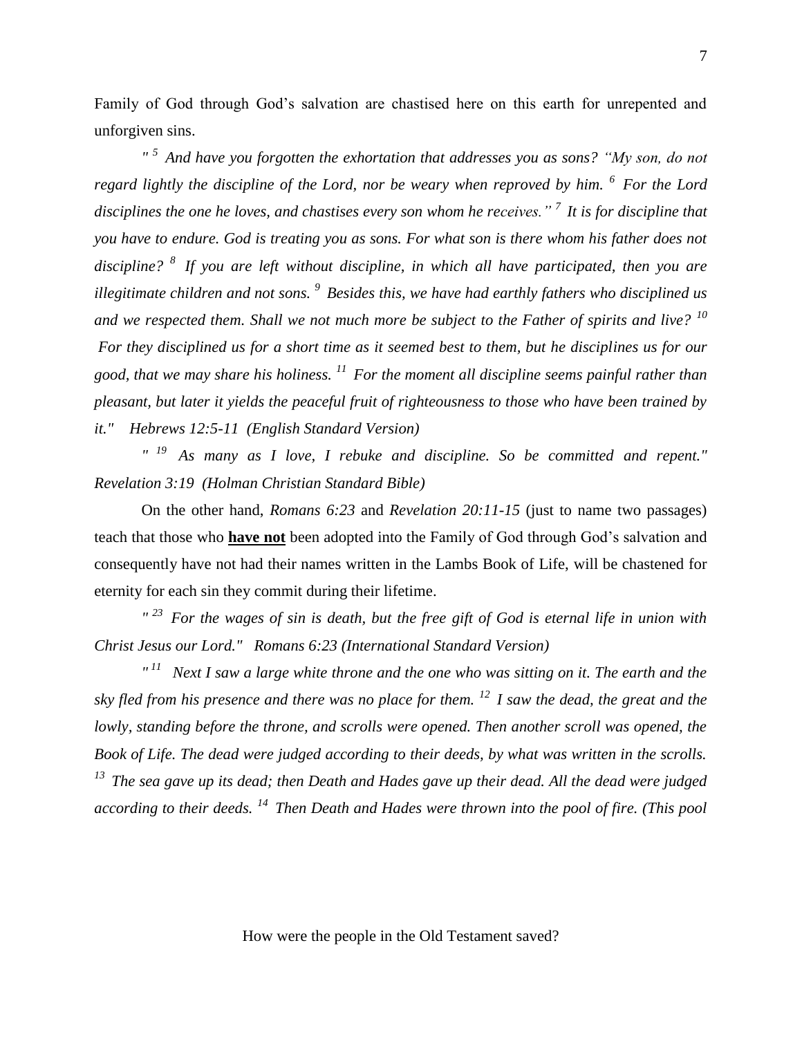Family of God through God's salvation are chastised here on this earth for unrepented and unforgiven sins.

*" 5 And have you forgotten the exhortation that addresses you as sons? "My son, do not regard lightly the discipline of the Lord, nor be weary when reproved by him. 6 For the Lord disciplines the one he loves, and chastises every son whom he receives." 7 It is for discipline that you have to endure. God is treating you as sons. For what son is there whom his father does not discipline? 8 If you are left without discipline, in which all have participated, then you are illegitimate children and not sons. 9 Besides this, we have had earthly fathers who disciplined us and we respected them. Shall we not much more be subject to the Father of spirits and live? 10 For they disciplined us for a short time as it seemed best to them, but he disciplines us for our good, that we may share his holiness. 11 For the moment all discipline seems painful rather than pleasant, but later it yields the peaceful fruit of righteousness to those who have been trained by it." Hebrews 12:5-11 (English Standard Version)*

*" 19 As many as I love, I rebuke and discipline. So be committed and repent." Revelation 3:19 (Holman Christian Standard Bible)*

On the other hand, *Romans 6:23* and *Revelation 20:11-15* (just to name two passages) teach that those who **have not** been adopted into the Family of God through God's salvation and consequently have not had their names written in the Lambs Book of Life, will be chastened for eternity for each sin they commit during their lifetime.

*" 23 For the wages of sin is death, but the free gift of God is eternal life in union with Christ Jesus our Lord." Romans 6:23 (International Standard Version)*

*" 11 Next I saw a large white throne and the one who was sitting on it. The earth and the sky fled from his presence and there was no place for them. 12 I saw the dead, the great and the lowly, standing before the throne, and scrolls were opened. Then another scroll was opened, the Book of Life. The dead were judged according to their deeds, by what was written in the scrolls. 13 The sea gave up its dead; then Death and Hades gave up their dead. All the dead were judged according to their deeds. 14 Then Death and Hades were thrown into the pool of fire. (This pool*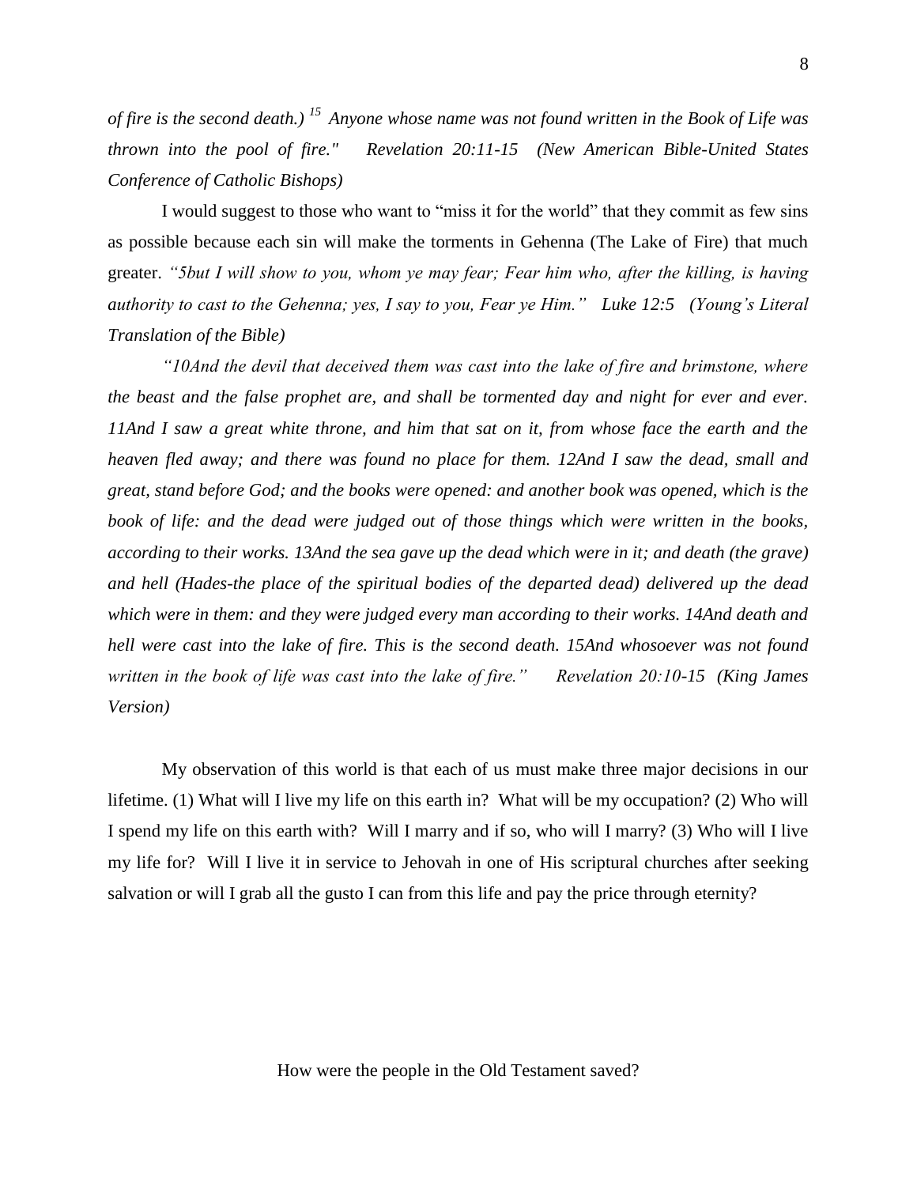*of fire is the second death.)* [15] *Anyone whose name was not found written in the Book of Life was thrown into the pool of fire." Revelation 20:11-15 (New American Bible-United States Conference of Catholic Bishops)*

I would suggest to those who want to "miss it for the world" that they commit as few sins as possible because each sin will make the torments in Gehenna (The Lake of Fire) that much greater. *"5but I will show to you, whom ye may fear; Fear him who, after the killing, is having authority to cast to the Gehenna; yes, I say to you, Fear ye Him." Luke 12:5 (Young's Literal Translation of the Bible)*

*"10And the devil that deceived them was cast into the lake of fire and brimstone, where the beast and the false prophet are, and shall be tormented day and night for ever and ever. 11And I saw a great white throne, and him that sat on it, from whose face the earth and the heaven fled away; and there was found no place for them. 12And I saw the dead, small and great, stand before God; and the books were opened: and another book was opened, which is the book of life: and the dead were judged out of those things which were written in the books, according to their works. 13And the sea gave up the dead which were in it; and death (the grave) and hell (Hades-the place of the spiritual bodies of the departed dead) delivered up the dead which were in them: and they were judged every man according to their works. 14And death and hell were cast into the lake of fire. This is the second death. 15And whosoever was not found written in the book of life was cast into the lake of fire." Revelation 20:10-15 (King James Version)*

My observation of this world is that each of us must make three major decisions in our lifetime. (1) What will I live my life on this earth in? What will be my occupation? (2) Who will I spend my life on this earth with? Will I marry and if so, who will I marry? (3) Who will I live my life for? Will I live it in service to Jehovah in one of His scriptural churches after seeking salvation or will I grab all the gusto I can from this life and pay the price through eternity?

How were the people in the Old Testament saved?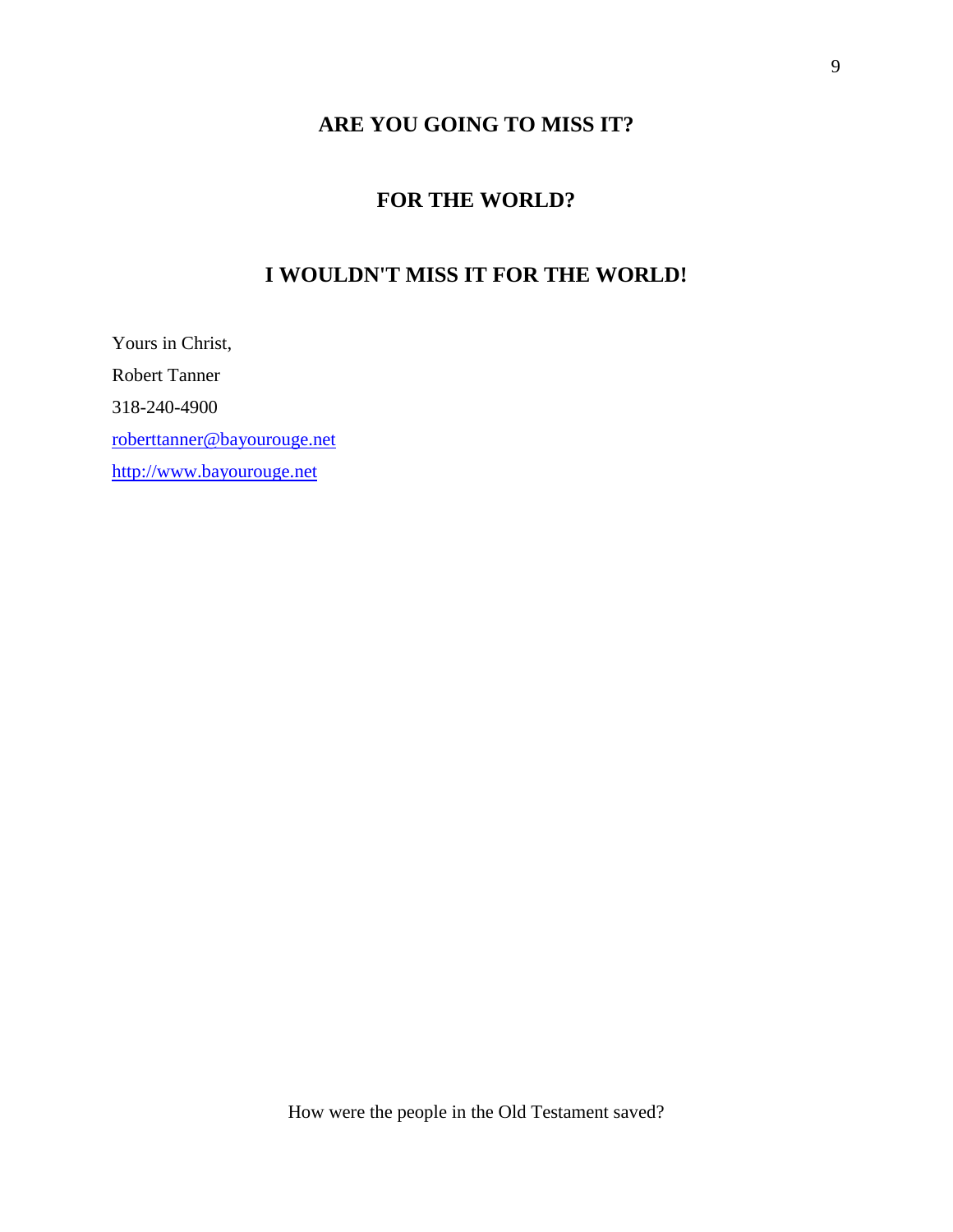**ARE YOU GOING TO MISS IT?**

**FOR THE WORLD?**

**I WOULDN'T MISS IT FOR THE WORLD!**

Yours in Christ,

Robert Tanner

318-240-4900

robserttanner@bayourouge.net

http://www.bayourouge.net

How were the people in the Old Testament saved?